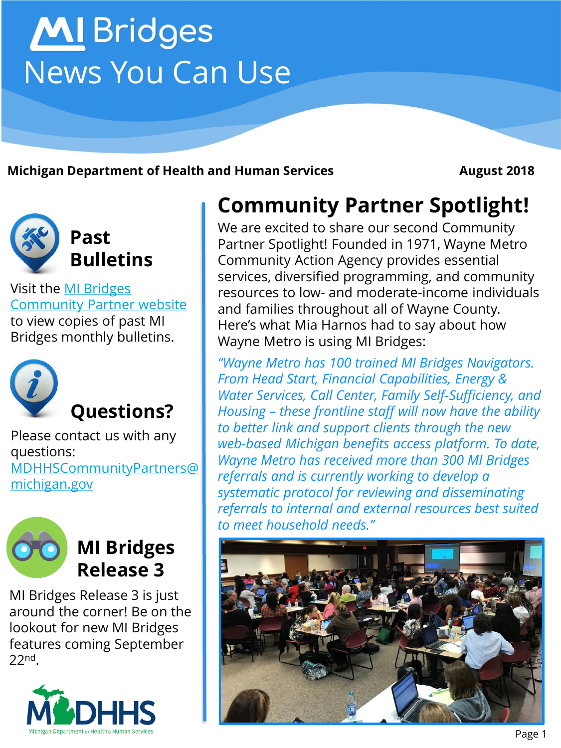# MI Bridges News You Can Use

**Michigan Department of Health and Human Services** **August 2018**

## Community Partner Spotlight!

We are excited to share our second Community Partner Spotlight! Founded in 1971, Wayne Metro Community Action Agency provides essential services, diversified programming, and community resources to low- and moderate-income individuals and families throughout all of Wayne County. Here's what Mia Harnos had to say about how Wayne Metro is using MI Bridges:

*"Wayne Metro has 100 trained MI Bridges Navigators. From Head Start, Financial Capabilities, Energy & Water Services, Call Center, Family Self-Sufficiency, and Housing – these frontline staff will now have the ability to better link and support clients through the new web-based Michigan benefits access platform. To date, Wayne Metro has received more than 300 MI Bridges referrals and is currently working to develop a systematic protocol for reviewing and disseminating referrals to internal and external resources best suited to meet household needs."*

## Past Bulletins

Visit the [MI Bridges Community Partner website] to view copies of past MI Bridges monthly bulletins.

## Questions?

Please contact us with any questions: MDHHSCommunityPartners@michigan.gov

## MI Bridges Release 3

MI Bridges Release 3 is just around the corner! Be on the lookout for new MI Bridges features coming September 22nd.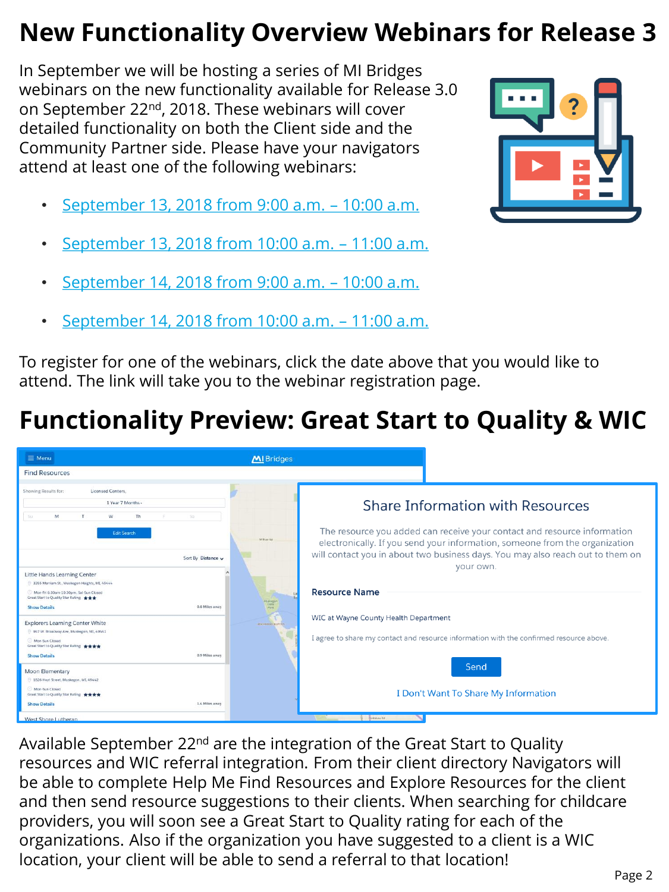# New Functionality Overview Webinars for Release 3

In September we will be hosting a series of MI Bridges webinars on the new functionality available for Release 3.0 on September 22nd, 2018. These webinars will cover detailed functionality on both the Client side and the Community Partner side. Please have your navigators attend at least one of the following webinars:

- September 13, 2018 from 9:00 a.m. – 10:00 a.m.
- September 13, 2018 from 10:00 a.m. – 11:00 a.m.
- September 14, 2018 from 9:00 a.m. – 10:00 a.m.
- September 14, 2018 from 10:00 a.m. – 11:00 a.m.

To register for one of the webinars, click the date above that you would like to attend. The link will take you to the webinar registration page.

# Functionality Preview: Great Start to Quality & WIC

Available September 22nd are the integration of the Great Start to Quality resources and WIC referral integration. From their client directory Navigators will be able to complete Help Me Find Resources and Explore Resources for the client and then send resource suggestions to their clients. When searching for childcare providers, you will soon see a Great Start to Quality rating for each of the organizations. Also if the organization you have suggested to a client is a WIC location, your client will be able to send a referral to that location!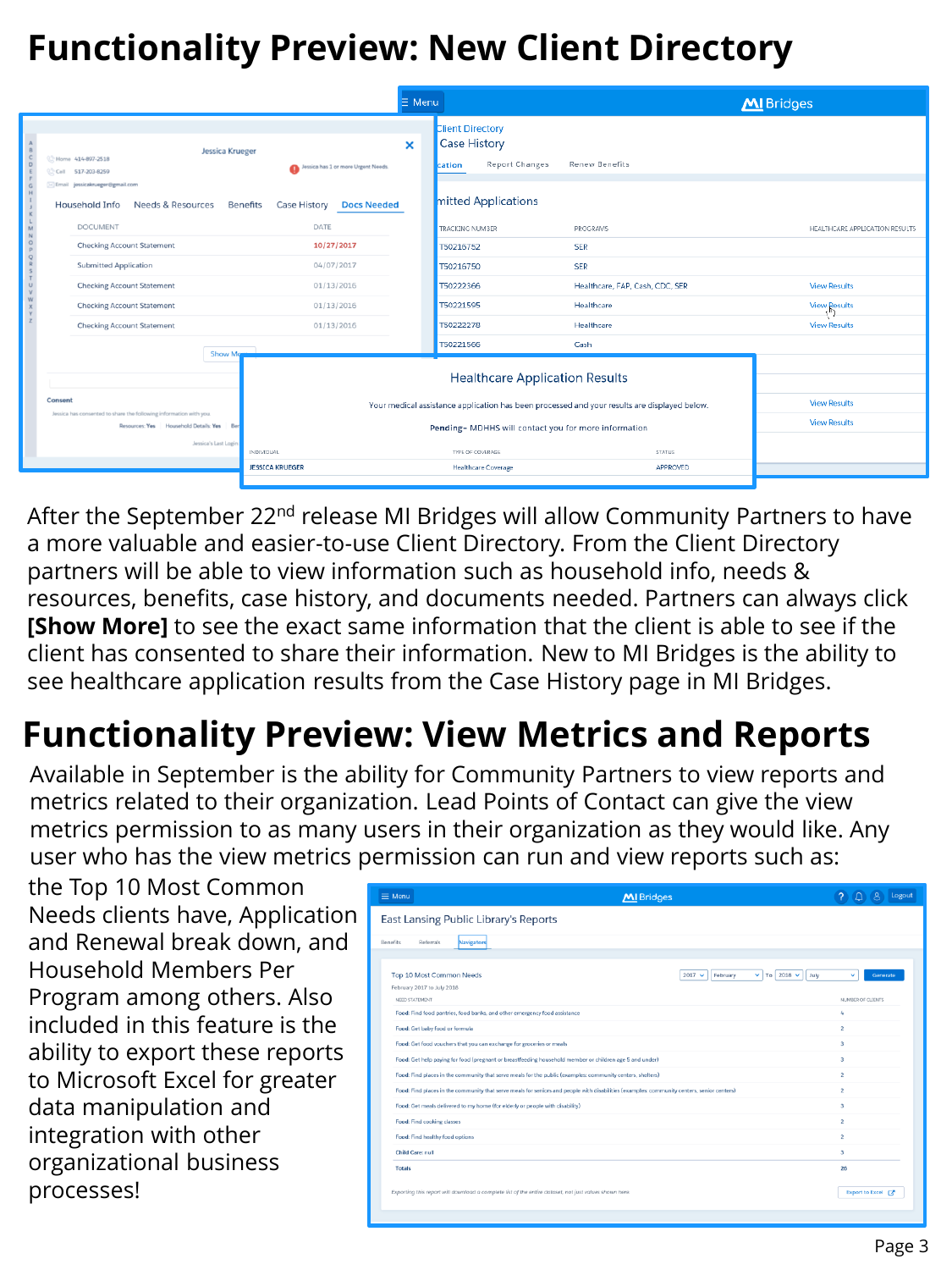# Functionality Preview: New Client Directory

After the September 22nd release MI Bridges will allow Community Partners to have a more valuable and easier-to-use Client Directory. From the Client Directory partners will be able to view information such as household info, needs & resources, benefits, case history, and documents needed. Partners can always click **[Show More]** to see the exact same information that the client is able to see if the client has consented to share their information. New to MI Bridges is the ability to see healthcare application results from the Case History page in MI Bridges.

# Functionality Preview: View Metrics and Reports

Available in September is the ability for Community Partners to view reports and metrics related to their organization. Lead Points of Contact can give the view metrics permission to as many users in their organization as they would like. Any user who has the view metrics permission can run and view reports such as: the Top 10 Most Common Needs clients have, Application and Renewal break down, and Household Members Per Program among others. Also included in this feature is the ability to export these reports to Microsoft Excel for greater data manipulation and integration with other organizational business processes!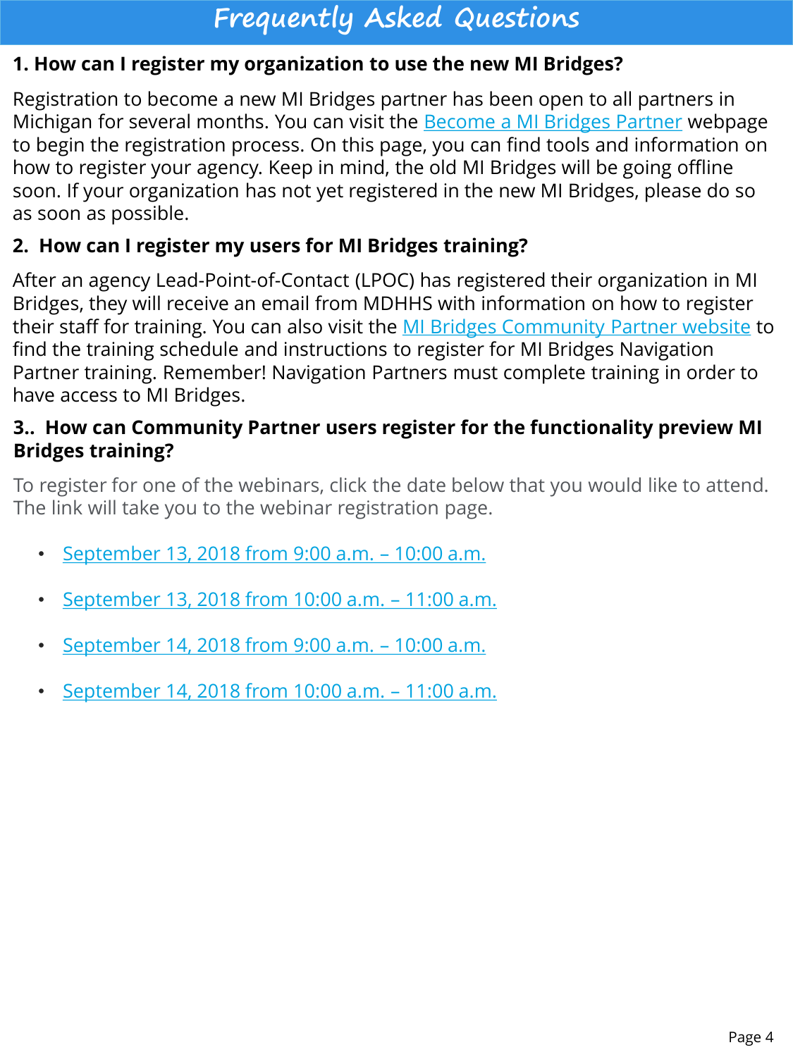# Frequently Asked Questions

## 1. How can I register my organization to use the new MI Bridges?

Registration to become a new MI Bridges partner has been open to all partners in Michigan for several months. You can visit the Become a MI Bridges Partner webpage to begin the registration process. On this page, you can find tools and information on how to register your agency. Keep in mind, the old MI Bridges will be going offline soon. If your organization has not yet registered in the new MI Bridges, please do so as soon as possible.

## 2. How can I register my users for MI Bridges training?

After an agency Lead-Point-of-Contact (LPOC) has registered their organization in MI Bridges, they will receive an email from MDHHS with information on how to register their staff for training. You can also visit the MI Bridges Community Partner website to find the training schedule and instructions to register for MI Bridges Navigation Partner training. Remember! Navigation Partners must complete training in order to have access to MI Bridges.

## 3.. How can Community Partner users register for the functionality preview MI Bridges training?

To register for one of the webinars, click the date below that you would like to attend. The link will take you to the webinar registration page.

- September 13, 2018 from 9:00 a.m. – 10:00 a.m.
- September 13, 2018 from 10:00 a.m. – 11:00 a.m.
- September 14, 2018 from 9:00 a.m. – 10:00 a.m.
- September 14, 2018 from 10:00 a.m. – 11:00 a.m.